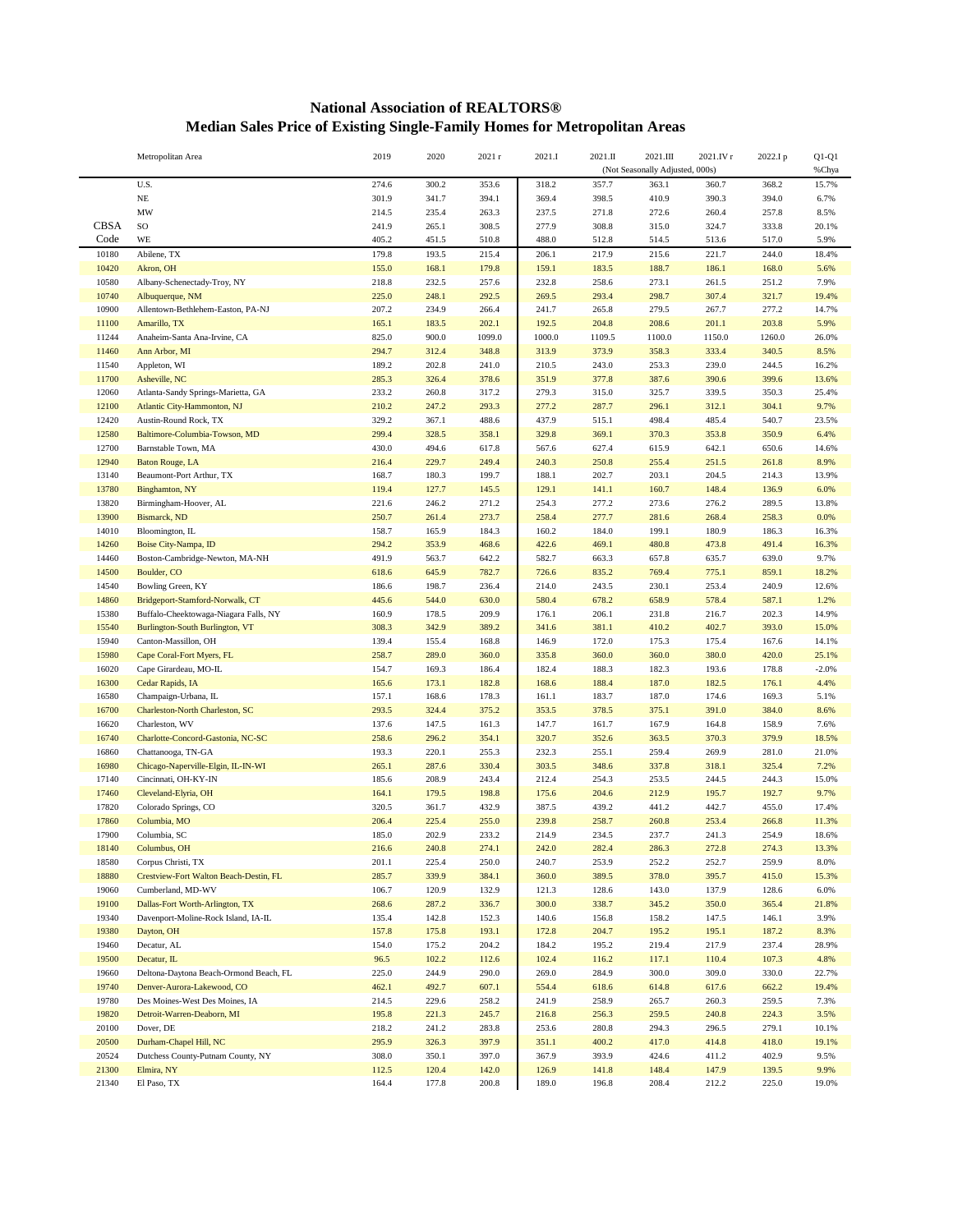# National Association of REALTORS®
## Median Sales Price of Existing Single-Family Homes for Metropolitan Areas

| CBSA Code | Metropolitan Area | 2019 | 2020 | 2021 r | 2021.I | 2021.II | 2021.III | 2021.IV r | 2022.I p | Q1-Q1 |
|---|---|---|---|---|---|---|---|---|---|---|
| | | | | | | (Not Seasonally Adjusted, 000s) | | | | %Chya |
| | U.S. | 274.6 | 300.2 | 353.6 | 318.2 | 357.7 | 363.1 | 360.7 | 368.2 | 15.7% |
| | NE | 301.9 | 341.7 | 394.1 | 369.4 | 398.5 | 410.9 | 390.3 | 394.0 | 6.7% |
| | MW | 214.5 | 235.4 | 263.3 | 237.5 | 271.8 | 272.6 | 260.4 | 257.8 | 8.5% |
| | SO | 241.9 | 265.1 | 308.5 | 277.9 | 308.8 | 315.0 | 324.7 | 333.8 | 20.1% |
| | WE | 405.2 | 451.5 | 510.8 | 488.0 | 512.8 | 514.5 | 513.6 | 517.0 | 5.9% |
| 10180 | Abilene, TX | 179.8 | 193.5 | 215.4 | 206.1 | 217.9 | 215.6 | 221.7 | 244.0 | 18.4% |
| 10420 | Akron, OH | 155.0 | 168.1 | 179.8 | 159.1 | 183.5 | 188.7 | 186.1 | 168.0 | 5.6% |
| 10580 | Albany-Schenectady-Troy, NY | 218.8 | 232.5 | 257.6 | 232.8 | 258.6 | 273.1 | 261.5 | 251.2 | 7.9% |
| 10740 | Albuquerque, NM | 225.0 | 248.1 | 292.5 | 269.5 | 293.4 | 298.7 | 307.4 | 321.7 | 19.4% |
| 10900 | Allentown-Bethlehem-Easton, PA-NJ | 207.2 | 234.9 | 266.4 | 241.7 | 265.8 | 279.5 | 267.7 | 277.2 | 14.7% |
| 11100 | Amarillo, TX | 165.1 | 183.5 | 202.1 | 192.5 | 204.8 | 208.6 | 201.1 | 203.8 | 5.9% |
| 11244 | Anaheim-Santa Ana-Irvine, CA | 825.0 | 900.0 | 1099.0 | 1000.0 | 1109.5 | 1100.0 | 1150.0 | 1260.0 | 26.0% |
| 11460 | Ann Arbor, MI | 294.7 | 312.4 | 348.8 | 313.9 | 373.9 | 358.3 | 333.4 | 340.5 | 8.5% |
| 11540 | Appleton, WI | 189.2 | 202.8 | 241.0 | 210.5 | 243.0 | 253.3 | 239.0 | 244.5 | 16.2% |
| 11700 | Asheville, NC | 285.3 | 326.4 | 378.6 | 351.9 | 377.8 | 387.6 | 390.6 | 399.6 | 13.6% |
| 12060 | Atlanta-Sandy Springs-Marietta, GA | 233.2 | 260.8 | 317.2 | 279.3 | 315.0 | 325.7 | 339.5 | 350.3 | 25.4% |
| 12100 | Atlantic City-Hammonton, NJ | 210.2 | 247.2 | 293.3 | 277.2 | 287.7 | 296.1 | 312.1 | 304.1 | 9.7% |
| 12420 | Austin-Round Rock, TX | 329.2 | 367.1 | 488.6 | 437.9 | 515.1 | 498.4 | 485.4 | 540.7 | 23.5% |
| 12580 | Baltimore-Columbia-Towson, MD | 299.4 | 328.5 | 358.1 | 329.8 | 369.1 | 370.3 | 353.8 | 350.9 | 6.4% |
| 12700 | Barnstable Town, MA | 430.0 | 494.6 | 617.8 | 567.6 | 627.4 | 615.9 | 642.1 | 650.6 | 14.6% |
| 12940 | Baton Rouge, LA | 216.4 | 229.7 | 249.4 | 240.3 | 250.8 | 255.4 | 251.5 | 261.8 | 8.9% |
| 13140 | Beaumont-Port Arthur, TX | 168.7 | 180.3 | 199.7 | 188.1 | 202.7 | 203.1 | 204.5 | 214.3 | 13.9% |
| 13780 | Binghamton, NY | 119.4 | 127.7 | 145.5 | 129.1 | 141.1 | 160.7 | 148.4 | 136.9 | 6.0% |
| 13820 | Birmingham-Hoover, AL | 221.6 | 246.2 | 271.2 | 254.3 | 277.2 | 273.6 | 276.2 | 289.5 | 13.8% |
| 13900 | Bismarck, ND | 250.7 | 261.4 | 273.7 | 258.4 | 277.7 | 281.6 | 268.4 | 258.3 | 0.0% |
| 14010 | Bloomington, IL | 158.7 | 165.9 | 184.3 | 160.2 | 184.0 | 199.1 | 180.9 | 186.3 | 16.3% |
| 14260 | Boise City-Nampa, ID | 294.2 | 353.9 | 468.6 | 422.6 | 469.1 | 480.8 | 473.8 | 491.4 | 16.3% |
| 14460 | Boston-Cambridge-Newton, MA-NH | 491.9 | 563.7 | 642.2 | 582.7 | 663.3 | 657.8 | 635.7 | 639.0 | 9.7% |
| 14500 | Boulder, CO | 618.6 | 645.9 | 782.7 | 726.6 | 835.2 | 769.4 | 775.1 | 859.1 | 18.2% |
| 14540 | Bowling Green, KY | 186.6 | 198.7 | 236.4 | 214.0 | 243.5 | 230.1 | 253.4 | 240.9 | 12.6% |
| 14860 | Bridgeport-Stamford-Norwalk, CT | 445.6 | 544.0 | 630.0 | 580.4 | 678.2 | 658.9 | 578.4 | 587.1 | 1.2% |
| 15380 | Buffalo-Cheektowaga-Niagara Falls, NY | 160.9 | 178.5 | 209.9 | 176.1 | 206.1 | 231.8 | 216.7 | 202.3 | 14.9% |
| 15540 | Burlington-South Burlington, VT | 308.3 | 342.9 | 389.2 | 341.6 | 381.1 | 410.2 | 402.7 | 393.0 | 15.0% |
| 15940 | Canton-Massillon, OH | 139.4 | 155.4 | 168.8 | 146.9 | 172.0 | 175.3 | 175.4 | 167.6 | 14.1% |
| 15980 | Cape Coral-Fort Myers, FL | 258.7 | 289.0 | 360.0 | 335.8 | 360.0 | 360.0 | 380.0 | 420.0 | 25.1% |
| 16020 | Cape Girardeau, MO-IL | 154.7 | 169.3 | 186.4 | 182.4 | 188.3 | 182.3 | 193.6 | 178.8 | -2.0% |
| 16300 | Cedar Rapids, IA | 165.6 | 173.1 | 182.8 | 168.6 | 188.4 | 187.0 | 182.5 | 176.1 | 4.4% |
| 16580 | Champaign-Urbana, IL | 157.1 | 168.6 | 178.3 | 161.1 | 183.7 | 187.0 | 174.6 | 169.3 | 5.1% |
| 16700 | Charleston-North Charleston, SC | 293.5 | 324.4 | 375.2 | 353.5 | 378.5 | 375.1 | 391.0 | 384.0 | 8.6% |
| 16620 | Charleston, WV | 137.6 | 147.5 | 161.3 | 147.7 | 161.7 | 167.9 | 164.8 | 158.9 | 7.6% |
| 16740 | Charlotte-Concord-Gastonia, NC-SC | 258.6 | 296.2 | 354.1 | 320.7 | 352.6 | 363.5 | 370.3 | 379.9 | 18.5% |
| 16860 | Chattanooga, TN-GA | 193.3 | 220.1 | 255.3 | 232.3 | 255.1 | 259.4 | 269.9 | 281.0 | 21.0% |
| 16980 | Chicago-Naperville-Elgin, IL-IN-WI | 265.1 | 287.6 | 330.4 | 303.5 | 348.6 | 337.8 | 318.1 | 325.4 | 7.2% |
| 17140 | Cincinnati, OH-KY-IN | 185.6 | 208.9 | 243.4 | 212.4 | 254.3 | 253.5 | 244.5 | 244.3 | 15.0% |
| 17460 | Cleveland-Elyria, OH | 164.1 | 179.5 | 198.8 | 175.6 | 204.6 | 212.9 | 195.7 | 192.7 | 9.7% |
| 17820 | Colorado Springs, CO | 320.5 | 361.7 | 432.9 | 387.5 | 439.2 | 441.2 | 442.7 | 455.0 | 17.4% |
| 17860 | Columbia, MO | 206.4 | 225.4 | 255.0 | 239.8 | 258.7 | 260.8 | 253.4 | 266.8 | 11.3% |
| 17900 | Columbia, SC | 185.0 | 202.9 | 233.2 | 214.9 | 234.5 | 237.7 | 241.3 | 254.9 | 18.6% |
| 18140 | Columbus, OH | 216.6 | 240.8 | 274.1 | 242.0 | 282.4 | 286.3 | 272.8 | 274.3 | 13.3% |
| 18580 | Corpus Christi, TX | 201.1 | 225.4 | 250.0 | 240.7 | 253.9 | 252.2 | 252.7 | 259.9 | 8.0% |
| 18880 | Crestview-Fort Walton Beach-Destin, FL | 285.7 | 339.9 | 384.1 | 360.0 | 389.5 | 378.0 | 395.7 | 415.0 | 15.3% |
| 19060 | Cumberland, MD-WV | 106.7 | 120.9 | 132.9 | 121.3 | 128.6 | 143.0 | 137.9 | 128.6 | 6.0% |
| 19100 | Dallas-Fort Worth-Arlington, TX | 268.6 | 287.2 | 336.7 | 300.0 | 338.7 | 345.2 | 350.0 | 365.4 | 21.8% |
| 19340 | Davenport-Moline-Rock Island, IA-IL | 135.4 | 142.8 | 152.3 | 140.6 | 156.8 | 158.2 | 147.5 | 146.1 | 3.9% |
| 19380 | Dayton, OH | 157.8 | 175.8 | 193.1 | 172.8 | 204.7 | 195.2 | 195.1 | 187.2 | 8.3% |
| 19460 | Decatur, AL | 154.0 | 175.2 | 204.2 | 184.2 | 195.2 | 219.4 | 217.9 | 237.4 | 28.9% |
| 19500 | Decatur, IL | 96.5 | 102.2 | 112.6 | 102.4 | 116.2 | 117.1 | 110.4 | 107.3 | 4.8% |
| 19660 | Deltona-Daytona Beach-Ormond Beach, FL | 225.0 | 244.9 | 290.0 | 269.0 | 284.9 | 300.0 | 309.0 | 330.0 | 22.7% |
| 19740 | Denver-Aurora-Lakewood, CO | 462.1 | 492.7 | 607.1 | 554.4 | 618.6 | 614.8 | 617.6 | 662.2 | 19.4% |
| 19780 | Des Moines-West Des Moines, IA | 214.5 | 229.6 | 258.2 | 241.9 | 258.9 | 265.7 | 260.3 | 259.5 | 7.3% |
| 19820 | Detroit-Warren-Deaborn, MI | 195.8 | 221.3 | 245.7 | 216.8 | 256.3 | 259.5 | 240.8 | 224.3 | 3.5% |
| 20100 | Dover, DE | 218.2 | 241.2 | 283.8 | 253.6 | 280.8 | 294.3 | 296.5 | 279.1 | 10.1% |
| 20500 | Durham-Chapel Hill, NC | 295.9 | 326.3 | 397.9 | 351.1 | 400.2 | 417.0 | 414.8 | 418.0 | 19.1% |
| 20524 | Dutchess County-Putnam County, NY | 308.0 | 350.1 | 397.0 | 367.9 | 393.9 | 424.6 | 411.2 | 402.9 | 9.5% |
| 21300 | Elmira, NY | 112.5 | 120.4 | 142.0 | 126.9 | 141.8 | 148.4 | 147.9 | 139.5 | 9.9% |
| 21340 | El Paso, TX | 164.4 | 177.8 | 200.8 | 189.0 | 196.8 | 208.4 | 212.2 | 225.0 | 19.0% |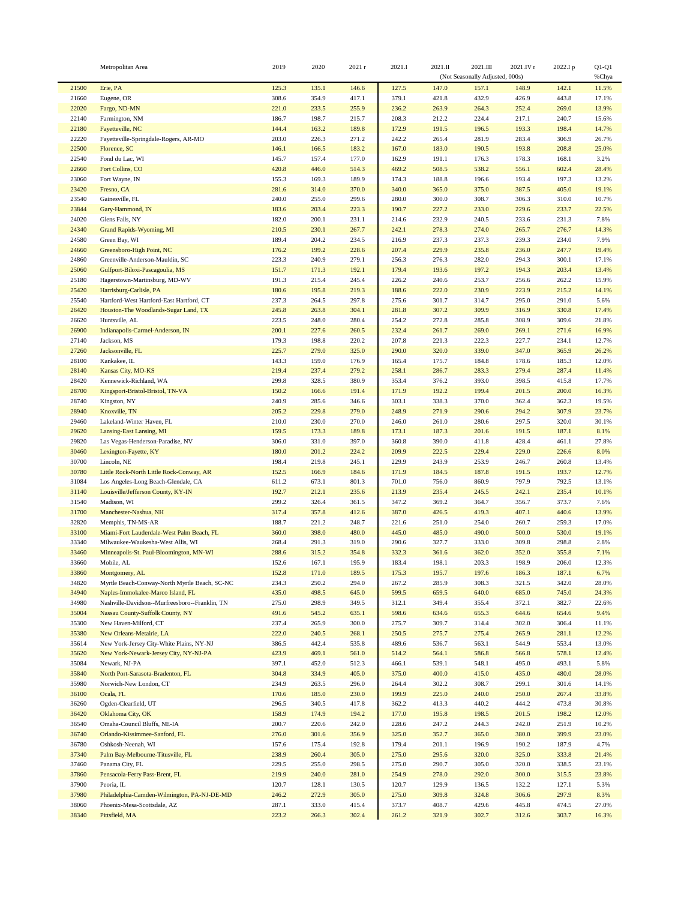| | Metropolitan Area | 2019 | 2020 | 2021 r | 2021.I | 2021.II | 2021.III | 2021.IV r | 2022.I p | Q1-Q1 |
|---|---|---|---|---|---|---|---|---|---|---|
| | | | | | | (Not Seasonally Adjusted, 000s) | | | | %Chya |
| 21500 | Erie, PA | 125.3 | 135.1 | 146.6 | 127.5 | 147.0 | 157.1 | 148.9 | 142.1 | 11.5% |
| 21660 | Eugene, OR | 308.6 | 354.9 | 417.1 | 379.1 | 421.8 | 432.9 | 426.9 | 443.8 | 17.1% |
| 22020 | Fargo, ND-MN | 221.0 | 233.5 | 255.9 | 236.2 | 263.9 | 264.3 | 252.4 | 269.0 | 13.9% |
| 22140 | Farmington, NM | 186.7 | 198.7 | 215.7 | 208.3 | 212.2 | 224.4 | 217.1 | 240.7 | 15.6% |
| 22180 | Fayetteville, NC | 144.4 | 163.2 | 189.8 | 172.9 | 191.5 | 196.5 | 193.3 | 198.4 | 14.7% |
| 22220 | Fayetteville-Springdale-Rogers, AR-MO | 203.0 | 226.3 | 271.2 | 242.2 | 265.4 | 281.9 | 283.4 | 306.9 | 26.7% |
| 22500 | Florence, SC | 146.1 | 166.5 | 183.2 | 167.0 | 183.0 | 190.5 | 193.8 | 208.8 | 25.0% |
| 22540 | Fond du Lac, WI | 145.7 | 157.4 | 177.0 | 162.9 | 191.1 | 176.3 | 178.3 | 168.1 | 3.2% |
| 22660 | Fort Collins, CO | 420.8 | 446.0 | 514.3 | 469.2 | 508.5 | 538.2 | 556.1 | 602.4 | 28.4% |
| 23060 | Fort Wayne, IN | 155.3 | 169.3 | 189.9 | 174.3 | 188.8 | 196.6 | 193.4 | 197.3 | 13.2% |
| 23420 | Fresno, CA | 281.6 | 314.0 | 370.0 | 340.0 | 365.0 | 375.0 | 387.5 | 405.0 | 19.1% |
| 23540 | Gainesville, FL | 240.0 | 255.0 | 299.6 | 280.0 | 300.0 | 308.7 | 306.3 | 310.0 | 10.7% |
| 23844 | Gary-Hammond, IN | 183.6 | 203.4 | 223.3 | 190.7 | 227.2 | 233.0 | 229.6 | 233.7 | 22.5% |
| 24020 | Glens Falls, NY | 182.0 | 200.1 | 231.1 | 214.6 | 232.9 | 240.5 | 233.6 | 231.3 | 7.8% |
| 24340 | Grand Rapids-Wyoming, MI | 210.5 | 230.1 | 267.7 | 242.1 | 278.3 | 274.0 | 265.7 | 276.7 | 14.3% |
| 24580 | Green Bay, WI | 189.4 | 204.2 | 234.5 | 216.9 | 237.3 | 237.3 | 239.3 | 234.0 | 7.9% |
| 24660 | Greensboro-High Point, NC | 176.2 | 199.2 | 228.6 | 207.4 | 229.9 | 235.8 | 236.0 | 247.7 | 19.4% |
| 24860 | Greenville-Anderson-Mauldin, SC | 223.3 | 240.9 | 279.1 | 256.3 | 276.3 | 282.0 | 294.3 | 300.1 | 17.1% |
| 25060 | Gulfport-Biloxi-Pascagoulia, MS | 151.7 | 171.3 | 192.1 | 179.4 | 193.6 | 197.2 | 194.3 | 203.4 | 13.4% |
| 25180 | Hagerstown-Martinsburg, MD-WV | 191.3 | 215.4 | 245.4 | 226.2 | 240.6 | 253.7 | 256.6 | 262.2 | 15.9% |
| 25420 | Harrisburg-Carlisle, PA | 180.6 | 195.8 | 219.3 | 188.6 | 222.0 | 230.9 | 223.9 | 215.2 | 14.1% |
| 25540 | Hartford-West Hartford-East Hartford, CT | 237.3 | 264.5 | 297.8 | 275.6 | 301.7 | 314.7 | 295.0 | 291.0 | 5.6% |
| 26420 | Houston-The Woodlands-Sugar Land, TX | 245.8 | 263.8 | 304.1 | 281.8 | 307.2 | 309.9 | 316.9 | 330.8 | 17.4% |
| 26620 | Huntsville, AL | 223.5 | 248.0 | 280.4 | 254.2 | 272.8 | 285.8 | 308.9 | 309.6 | 21.8% |
| 26900 | Indianapolis-Carmel-Anderson, IN | 200.1 | 227.6 | 260.5 | 232.4 | 261.7 | 269.0 | 269.1 | 271.6 | 16.9% |
| 27140 | Jackson, MS | 179.3 | 198.8 | 220.2 | 207.8 | 221.3 | 222.3 | 227.7 | 234.1 | 12.7% |
| 27260 | Jacksonville, FL | 225.7 | 279.0 | 325.0 | 290.0 | 320.0 | 339.0 | 347.0 | 365.9 | 26.2% |
| 28100 | Kankakee, IL | 143.3 | 159.0 | 176.9 | 165.4 | 175.7 | 184.8 | 178.6 | 185.3 | 12.0% |
| 28140 | Kansas City, MO-KS | 219.4 | 237.4 | 279.2 | 258.1 | 286.7 | 283.3 | 279.4 | 287.4 | 11.4% |
| 28420 | Kennewick-Richland, WA | 299.8 | 328.5 | 380.9 | 353.4 | 376.2 | 393.0 | 398.5 | 415.8 | 17.7% |
| 28700 | Kingsport-Bristol-Bristol, TN-VA | 150.2 | 166.6 | 191.4 | 171.9 | 192.2 | 199.4 | 201.5 | 200.0 | 16.3% |
| 28740 | Kingston, NY | 240.9 | 285.6 | 346.6 | 303.1 | 338.3 | 370.0 | 362.4 | 362.3 | 19.5% |
| 28940 | Knoxville, TN | 205.2 | 229.8 | 279.0 | 248.9 | 271.9 | 290.6 | 294.2 | 307.9 | 23.7% |
| 29460 | Lakeland-Winter Haven, FL | 210.0 | 230.0 | 270.0 | 246.0 | 261.0 | 280.6 | 297.5 | 320.0 | 30.1% |
| 29620 | Lansing-East Lansing, MI | 159.5 | 173.3 | 189.8 | 173.1 | 187.3 | 201.6 | 191.5 | 187.1 | 8.1% |
| 29820 | Las Vegas-Henderson-Paradise, NV | 306.0 | 331.0 | 397.0 | 360.8 | 390.0 | 411.8 | 428.4 | 461.1 | 27.8% |
| 30460 | Lexington-Fayette, KY | 180.0 | 201.2 | 224.2 | 209.9 | 222.5 | 229.4 | 229.0 | 226.6 | 8.0% |
| 30700 | Lincoln, NE | 198.4 | 219.8 | 245.1 | 229.9 | 243.9 | 253.9 | 246.7 | 260.8 | 13.4% |
| 30780 | Little Rock-North Little Rock-Conway, AR | 152.5 | 166.9 | 184.6 | 171.9 | 184.5 | 187.8 | 191.5 | 193.7 | 12.7% |
| 31084 | Los Angeles-Long Beach-Glendale, CA | 611.2 | 673.1 | 801.3 | 701.0 | 756.0 | 860.9 | 797.9 | 792.5 | 13.1% |
| 31140 | Louisville/Jefferson County, KY-IN | 192.7 | 212.1 | 235.6 | 213.9 | 235.4 | 245.5 | 242.1 | 235.4 | 10.1% |
| 31540 | Madison, WI | 299.2 | 326.4 | 361.5 | 347.2 | 369.2 | 364.7 | 356.7 | 373.7 | 7.6% |
| 31700 | Manchester-Nashua, NH | 317.4 | 357.8 | 412.6 | 387.0 | 426.5 | 419.3 | 407.1 | 440.6 | 13.9% |
| 32820 | Memphis, TN-MS-AR | 188.7 | 221.2 | 248.7 | 221.6 | 251.0 | 254.0 | 260.7 | 259.3 | 17.0% |
| 33100 | Miami-Fort Lauderdale-West Palm Beach, FL | 360.0 | 398.0 | 480.0 | 445.0 | 485.0 | 490.0 | 500.0 | 530.0 | 19.1% |
| 33340 | Milwaukee-Waukesha-West Allis, WI | 268.4 | 291.3 | 319.0 | 290.6 | 327.7 | 333.0 | 309.8 | 298.8 | 2.8% |
| 33460 | Minneapolis-St. Paul-Bloomington, MN-WI | 288.6 | 315.2 | 354.8 | 332.3 | 361.6 | 362.0 | 352.0 | 355.8 | 7.1% |
| 33660 | Mobile, AL | 152.6 | 167.1 | 195.9 | 183.4 | 198.1 | 203.3 | 198.9 | 206.0 | 12.3% |
| 33860 | Montgomery, AL | 152.8 | 171.0 | 189.5 | 175.3 | 195.7 | 197.6 | 186.3 | 187.1 | 6.7% |
| 34820 | Myrtle Beach-Conway-North Myrtle Beach, SC-NC | 234.3 | 250.2 | 294.0 | 267.2 | 285.9 | 308.3 | 321.5 | 342.0 | 28.0% |
| 34940 | Naples-Immokalee-Marco Island, FL | 435.0 | 498.5 | 645.0 | 599.5 | 659.5 | 640.0 | 685.0 | 745.0 | 24.3% |
| 34980 | Nashville-Davidson--Murfreesboro--Franklin, TN | 275.0 | 298.9 | 349.5 | 312.1 | 349.4 | 355.4 | 372.1 | 382.7 | 22.6% |
| 35004 | Nassau County-Suffolk County, NY | 491.6 | 545.2 | 635.1 | 598.6 | 634.6 | 655.3 | 644.6 | 654.6 | 9.4% |
| 35300 | New Haven-Milford, CT | 237.4 | 265.9 | 300.0 | 275.7 | 309.7 | 314.4 | 302.0 | 306.4 | 11.1% |
| 35380 | New Orleans-Metairie, LA | 222.0 | 240.5 | 268.1 | 250.5 | 275.7 | 275.4 | 265.9 | 281.1 | 12.2% |
| 35614 | New York-Jersey City-White Plains, NY-NJ | 386.5 | 442.4 | 535.8 | 489.6 | 536.7 | 563.1 | 544.9 | 553.4 | 13.0% |
| 35620 | New York-Newark-Jersey City, NY-NJ-PA | 423.9 | 469.1 | 561.0 | 514.2 | 564.1 | 586.8 | 566.8 | 578.1 | 12.4% |
| 35084 | Newark, NJ-PA | 397.1 | 452.0 | 512.3 | 466.1 | 539.1 | 548.1 | 495.0 | 493.1 | 5.8% |
| 35840 | North Port-Sarasota-Bradenton, FL | 304.8 | 334.9 | 405.0 | 375.0 | 400.0 | 415.0 | 435.0 | 480.0 | 28.0% |
| 35980 | Norwich-New London, CT | 234.9 | 263.5 | 296.0 | 264.4 | 302.2 | 308.7 | 299.1 | 301.6 | 14.1% |
| 36100 | Ocala, FL | 170.6 | 185.0 | 230.0 | 199.9 | 225.0 | 240.0 | 250.0 | 267.4 | 33.8% |
| 36260 | Ogden-Clearfield, UT | 296.5 | 340.5 | 417.8 | 362.2 | 413.3 | 440.2 | 444.2 | 473.8 | 30.8% |
| 36420 | Oklahoma City, OK | 158.9 | 174.9 | 194.2 | 177.0 | 195.8 | 198.5 | 201.5 | 198.2 | 12.0% |
| 36540 | Omaha-Council Bluffs, NE-IA | 200.7 | 220.6 | 242.0 | 228.6 | 247.2 | 244.3 | 242.0 | 251.9 | 10.2% |
| 36740 | Orlando-Kissimmee-Sanford, FL | 276.0 | 301.6 | 356.9 | 325.0 | 352.7 | 365.0 | 380.0 | 399.9 | 23.0% |
| 36780 | Oshkosh-Neenah, WI | 157.6 | 175.4 | 192.8 | 179.4 | 201.1 | 196.9 | 190.2 | 187.9 | 4.7% |
| 37340 | Palm Bay-Melbourne-Titusville, FL | 238.9 | 260.4 | 305.0 | 275.0 | 295.6 | 320.0 | 325.0 | 333.8 | 21.4% |
| 37460 | Panama City, FL | 229.5 | 255.0 | 298.5 | 275.0 | 290.7 | 305.0 | 320.0 | 338.5 | 23.1% |
| 37860 | Pensacola-Ferry Pass-Brent, FL | 219.9 | 240.0 | 281.0 | 254.9 | 278.0 | 292.0 | 300.0 | 315.5 | 23.8% |
| 37900 | Peoria, IL | 120.7 | 128.1 | 130.5 | 120.7 | 129.9 | 136.5 | 132.2 | 127.1 | 5.3% |
| 37980 | Philadelphia-Camden-Wilmington, PA-NJ-DE-MD | 246.2 | 272.9 | 305.0 | 275.0 | 309.8 | 324.8 | 306.6 | 297.9 | 8.3% |
| 38060 | Phoenix-Mesa-Scottsdale, AZ | 287.1 | 333.0 | 415.4 | 373.7 | 408.7 | 429.6 | 445.8 | 474.5 | 27.0% |
| 38340 | Pittsfield, MA | 223.2 | 266.3 | 302.4 | 261.2 | 321.9 | 302.7 | 312.6 | 303.7 | 16.3% |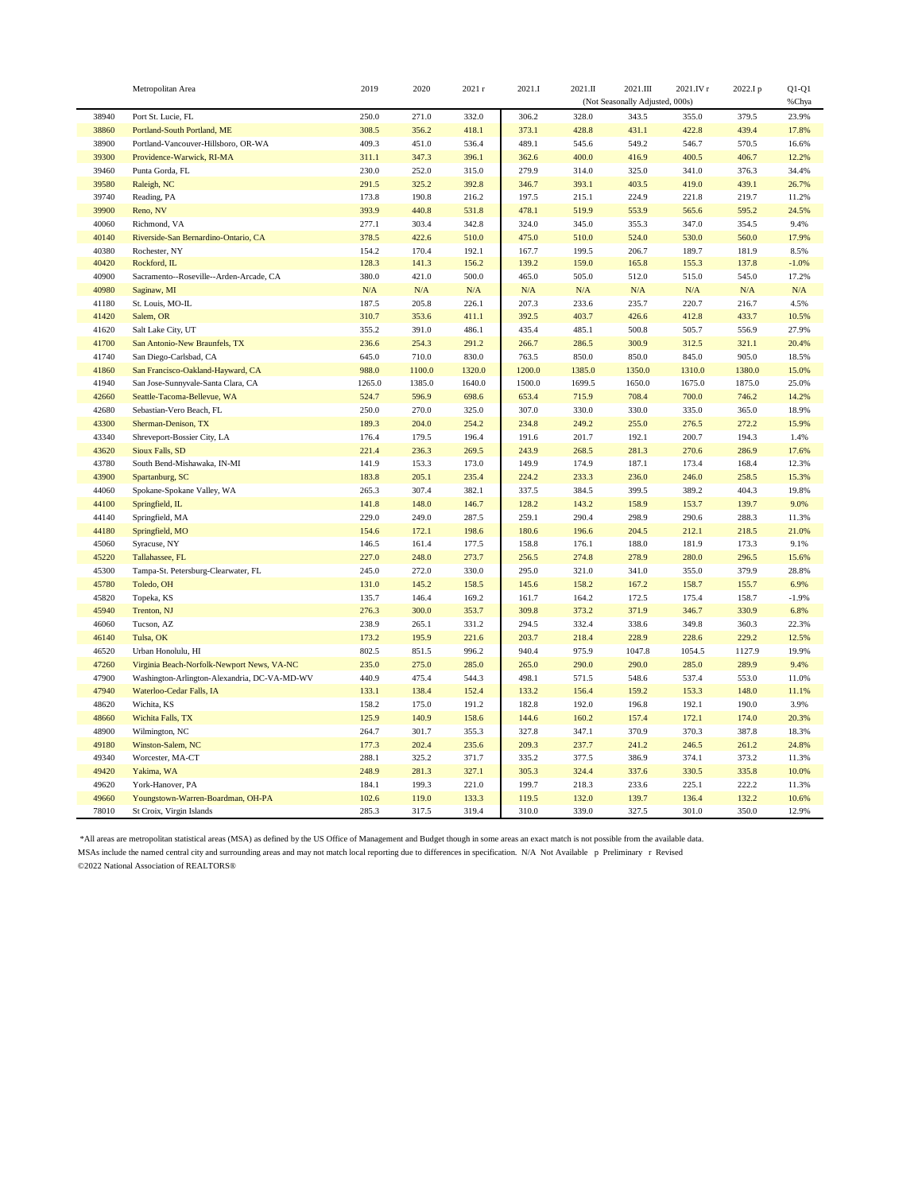| | Metropolitan Area | 2019 | 2020 | 2021 r | 2021.I | 2021.II | 2021.III | 2021.IV r | 2022.I p | Q1-Q1 |
|---|---|---|---|---|---|---|---|---|---|---|
| | | | | | (Not Seasonally Adjusted, 000s) | | | | | %Chya |
| 38940 | Port St. Lucie, FL | 250.0 | 271.0 | 332.0 | 306.2 | 328.0 | 343.5 | 355.0 | 379.5 | 23.9% |
| 38860 | Portland-South Portland, ME | 308.5 | 356.2 | 418.1 | 373.1 | 428.8 | 431.1 | 422.8 | 439.4 | 17.8% |
| 38900 | Portland-Vancouver-Hillsboro, OR-WA | 409.3 | 451.0 | 536.4 | 489.1 | 545.6 | 549.2 | 546.7 | 570.5 | 16.6% |
| 39300 | Providence-Warwick, RI-MA | 311.1 | 347.3 | 396.1 | 362.6 | 400.0 | 416.9 | 400.5 | 406.7 | 12.2% |
| 39460 | Punta Gorda, FL | 230.0 | 252.0 | 315.0 | 279.9 | 314.0 | 325.0 | 341.0 | 376.3 | 34.4% |
| 39580 | Raleigh, NC | 291.5 | 325.2 | 392.8 | 346.7 | 393.1 | 403.5 | 419.0 | 439.1 | 26.7% |
| 39740 | Reading, PA | 173.8 | 190.8 | 216.2 | 197.5 | 215.1 | 224.9 | 221.8 | 219.7 | 11.2% |
| 39900 | Reno, NV | 393.9 | 440.8 | 531.8 | 478.1 | 519.9 | 553.9 | 565.6 | 595.2 | 24.5% |
| 40060 | Richmond, VA | 277.1 | 303.4 | 342.8 | 324.0 | 345.0 | 355.3 | 347.0 | 354.5 | 9.4% |
| 40140 | Riverside-San Bernardino-Ontario, CA | 378.5 | 422.6 | 510.0 | 475.0 | 510.0 | 524.0 | 530.0 | 560.0 | 17.9% |
| 40380 | Rochester, NY | 154.2 | 170.4 | 192.1 | 167.7 | 199.5 | 206.7 | 189.7 | 181.9 | 8.5% |
| 40420 | Rockford, IL | 128.3 | 141.3 | 156.2 | 139.2 | 159.0 | 165.8 | 155.3 | 137.8 | -1.0% |
| 40900 | Sacramento--Roseville--Arden-Arcade, CA | 380.0 | 421.0 | 500.0 | 465.0 | 505.0 | 512.0 | 515.0 | 545.0 | 17.2% |
| 40980 | Saginaw, MI | N/A | N/A | N/A | N/A | N/A | N/A | N/A | N/A | N/A |
| 41180 | St. Louis, MO-IL | 187.5 | 205.8 | 226.1 | 207.3 | 233.6 | 235.7 | 220.7 | 216.7 | 4.5% |
| 41420 | Salem, OR | 310.7 | 353.6 | 411.1 | 392.5 | 403.7 | 426.6 | 412.8 | 433.7 | 10.5% |
| 41620 | Salt Lake City, UT | 355.2 | 391.0 | 486.1 | 435.4 | 485.1 | 500.8 | 505.7 | 556.9 | 27.9% |
| 41700 | San Antonio-New Braunfels, TX | 236.6 | 254.3 | 291.2 | 266.7 | 286.5 | 300.9 | 312.5 | 321.1 | 20.4% |
| 41740 | San Diego-Carlsbad, CA | 645.0 | 710.0 | 830.0 | 763.5 | 850.0 | 850.0 | 845.0 | 905.0 | 18.5% |
| 41860 | San Francisco-Oakland-Hayward, CA | 988.0 | 1100.0 | 1320.0 | 1200.0 | 1385.0 | 1350.0 | 1310.0 | 1380.0 | 15.0% |
| 41940 | San Jose-Sunnyvale-Santa Clara, CA | 1265.0 | 1385.0 | 1640.0 | 1500.0 | 1699.5 | 1650.0 | 1675.0 | 1875.0 | 25.0% |
| 42660 | Seattle-Tacoma-Bellevue, WA | 524.7 | 596.9 | 698.6 | 653.4 | 715.9 | 708.4 | 700.0 | 746.2 | 14.2% |
| 42680 | Sebastian-Vero Beach, FL | 250.0 | 270.0 | 325.0 | 307.0 | 330.0 | 330.0 | 335.0 | 365.0 | 18.9% |
| 43300 | Sherman-Denison, TX | 189.3 | 204.0 | 254.2 | 234.8 | 249.2 | 255.0 | 276.5 | 272.2 | 15.9% |
| 43340 | Shreveport-Bossier City, LA | 176.4 | 179.5 | 196.4 | 191.6 | 201.7 | 192.1 | 200.7 | 194.3 | 1.4% |
| 43620 | Sioux Falls, SD | 221.4 | 236.3 | 269.5 | 243.9 | 268.5 | 281.3 | 270.6 | 286.9 | 17.6% |
| 43780 | South Bend-Mishawaka, IN-MI | 141.9 | 153.3 | 173.0 | 149.9 | 174.9 | 187.1 | 173.4 | 168.4 | 12.3% |
| 43900 | Spartanburg, SC | 183.8 | 205.1 | 235.4 | 224.2 | 233.3 | 236.0 | 246.0 | 258.5 | 15.3% |
| 44060 | Spokane-Spokane Valley, WA | 265.3 | 307.4 | 382.1 | 337.5 | 384.5 | 399.5 | 389.2 | 404.3 | 19.8% |
| 44100 | Springfield, IL | 141.8 | 148.0 | 146.7 | 128.2 | 143.2 | 158.9 | 153.7 | 139.7 | 9.0% |
| 44140 | Springfield, MA | 229.0 | 249.0 | 287.5 | 259.1 | 290.4 | 298.9 | 290.6 | 288.3 | 11.3% |
| 44180 | Springfield, MO | 154.6 | 172.1 | 198.6 | 180.6 | 196.6 | 204.5 | 212.1 | 218.5 | 21.0% |
| 45060 | Syracuse, NY | 146.5 | 161.4 | 177.5 | 158.8 | 176.1 | 188.0 | 181.9 | 173.3 | 9.1% |
| 45220 | Tallahassee, FL | 227.0 | 248.0 | 273.7 | 256.5 | 274.8 | 278.9 | 280.0 | 296.5 | 15.6% |
| 45300 | Tampa-St. Petersburg-Clearwater, FL | 245.0 | 272.0 | 330.0 | 295.0 | 321.0 | 341.0 | 355.0 | 379.9 | 28.8% |
| 45780 | Toledo, OH | 131.0 | 145.2 | 158.5 | 145.6 | 158.2 | 167.2 | 158.7 | 155.7 | 6.9% |
| 45820 | Topeka, KS | 135.7 | 146.4 | 169.2 | 161.7 | 164.2 | 172.5 | 175.4 | 158.7 | -1.9% |
| 45940 | Trenton, NJ | 276.3 | 300.0 | 353.7 | 309.8 | 373.2 | 371.9 | 346.7 | 330.9 | 6.8% |
| 46060 | Tucson, AZ | 238.9 | 265.1 | 331.2 | 294.5 | 332.4 | 338.6 | 349.8 | 360.3 | 22.3% |
| 46140 | Tulsa, OK | 173.2 | 195.9 | 221.6 | 203.7 | 218.4 | 228.9 | 228.6 | 229.2 | 12.5% |
| 46520 | Urban Honolulu, HI | 802.5 | 851.5 | 996.2 | 940.4 | 975.9 | 1047.8 | 1054.5 | 1127.9 | 19.9% |
| 47260 | Virginia Beach-Norfolk-Newport News, VA-NC | 235.0 | 275.0 | 285.0 | 265.0 | 290.0 | 290.0 | 285.0 | 289.9 | 9.4% |
| 47900 | Washington-Arlington-Alexandria, DC-VA-MD-WV | 440.9 | 475.4 | 544.3 | 498.1 | 571.5 | 548.6 | 537.4 | 553.0 | 11.0% |
| 47940 | Waterloo-Cedar Falls, IA | 133.1 | 138.4 | 152.4 | 133.2 | 156.4 | 159.2 | 153.3 | 148.0 | 11.1% |
| 48620 | Wichita, KS | 158.2 | 175.0 | 191.2 | 182.8 | 192.0 | 196.8 | 192.1 | 190.0 | 3.9% |
| 48660 | Wichita Falls, TX | 125.9 | 140.9 | 158.6 | 144.6 | 160.2 | 157.4 | 172.1 | 174.0 | 20.3% |
| 48900 | Wilmington, NC | 264.7 | 301.7 | 355.3 | 327.8 | 347.1 | 370.9 | 370.3 | 387.8 | 18.3% |
| 49180 | Winston-Salem, NC | 177.3 | 202.4 | 235.6 | 209.3 | 237.7 | 241.2 | 246.5 | 261.2 | 24.8% |
| 49340 | Worcester, MA-CT | 288.1 | 325.2 | 371.7 | 335.2 | 377.5 | 386.9 | 374.1 | 373.2 | 11.3% |
| 49420 | Yakima, WA | 248.9 | 281.3 | 327.1 | 305.3 | 324.4 | 337.6 | 330.5 | 335.8 | 10.0% |
| 49620 | York-Hanover, PA | 184.1 | 199.3 | 221.0 | 199.7 | 218.3 | 233.6 | 225.1 | 222.2 | 11.3% |
| 49660 | Youngstown-Warren-Boardman, OH-PA | 102.6 | 119.0 | 133.3 | 119.5 | 132.0 | 139.7 | 136.4 | 132.2 | 10.6% |
| 78010 | St Croix, Virgin Islands | 285.3 | 317.5 | 319.4 | 310.0 | 339.0 | 327.5 | 301.0 | 350.0 | 12.9% |

*All areas are metropolitan statistical areas (MSA) as defined by the US Office of Management and Budget though in some areas an exact match is not possible from the available data.

MSAs include the named central city and surrounding areas and may not match local reporting due to differences in specification. N/A Not Available p Preliminary r Revised

©2022 National Association of REALTORS®